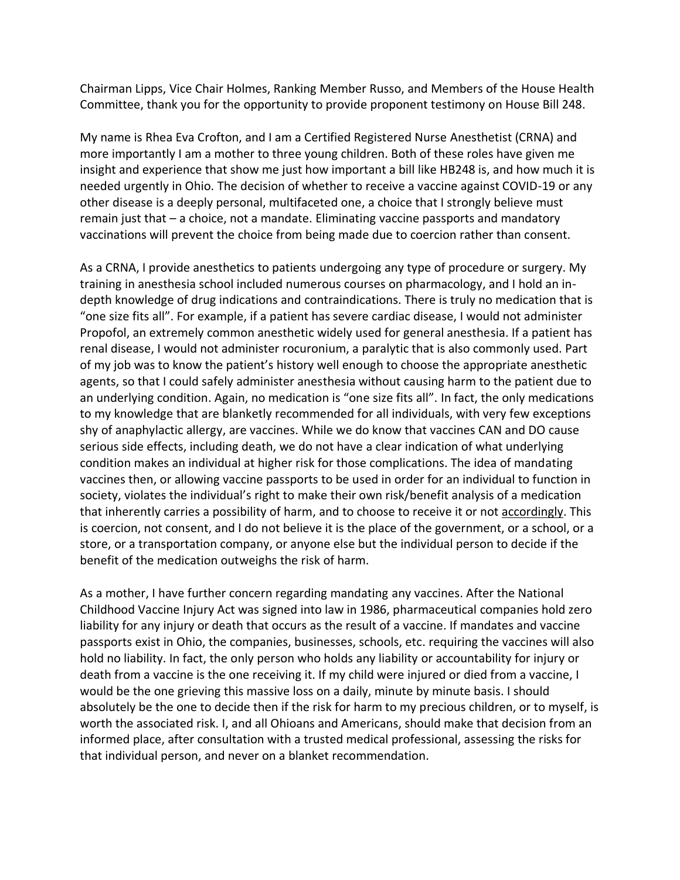Chairman Lipps, Vice Chair Holmes, Ranking Member Russo, and Members of the House Health Committee, thank you for the opportunity to provide proponent testimony on House Bill 248.

My name is Rhea Eva Crofton, and I am a Certified Registered Nurse Anesthetist (CRNA) and more importantly I am a mother to three young children. Both of these roles have given me insight and experience that show me just how important a bill like HB248 is, and how much it is needed urgently in Ohio. The decision of whether to receive a vaccine against COVID-19 or any other disease is a deeply personal, multifaceted one, a choice that I strongly believe must remain just that – a choice, not a mandate. Eliminating vaccine passports and mandatory vaccinations will prevent the choice from being made due to coercion rather than consent.

As a CRNA, I provide anesthetics to patients undergoing any type of procedure or surgery. My training in anesthesia school included numerous courses on pharmacology, and I hold an in-depth knowledge of drug indications and contraindications. There is truly no medication that is "one size fits all". For example, if a patient has severe cardiac disease, I would not administer Propofol, an extremely common anesthetic widely used for general anesthesia. If a patient has renal disease, I would not administer rocuronium, a paralytic that is also commonly used. Part of my job was to know the patient's history well enough to choose the appropriate anesthetic agents, so that I could safely administer anesthesia without causing harm to the patient due to an underlying condition. Again, no medication is "one size fits all". In fact, the only medications to my knowledge that are blanketly recommended for all individuals, with very few exceptions shy of anaphylactic allergy, are vaccines. While we do know that vaccines CAN and DO cause serious side effects, including death, we do not have a clear indication of what underlying condition makes an individual at higher risk for those complications. The idea of mandating vaccines then, or allowing vaccine passports to be used in order for an individual to function in society, violates the individual's right to make their own risk/benefit analysis of a medication that inherently carries a possibility of harm, and to choose to receive it or not <u>accordingly</u>. This is coercion, not consent, and I do not believe it is the place of the government, or a school, or a store, or a transportation company, or anyone else but the individual person to decide if the benefit of the medication outweighs the risk of harm.

As a mother, I have further concern regarding mandating any vaccines. After the National Childhood Vaccine Injury Act was signed into law in 1986, pharmaceutical companies hold zero liability for any injury or death that occurs as the result of a vaccine. If mandates and vaccine passports exist in Ohio, the companies, businesses, schools, etc. requiring the vaccines will also hold no liability. In fact, the only person who holds any liability or accountability for injury or death from a vaccine is the one receiving it. If my child were injured or died from a vaccine, I would be the one grieving this massive loss on a daily, minute by minute basis. I should absolutely be the one to decide then if the risk for harm to my precious children, or to myself, is worth the associated risk. I, and all Ohioans and Americans, should make that decision from an informed place, after consultation with a trusted medical professional, assessing the risks for that individual person, and never on a blanket recommendation.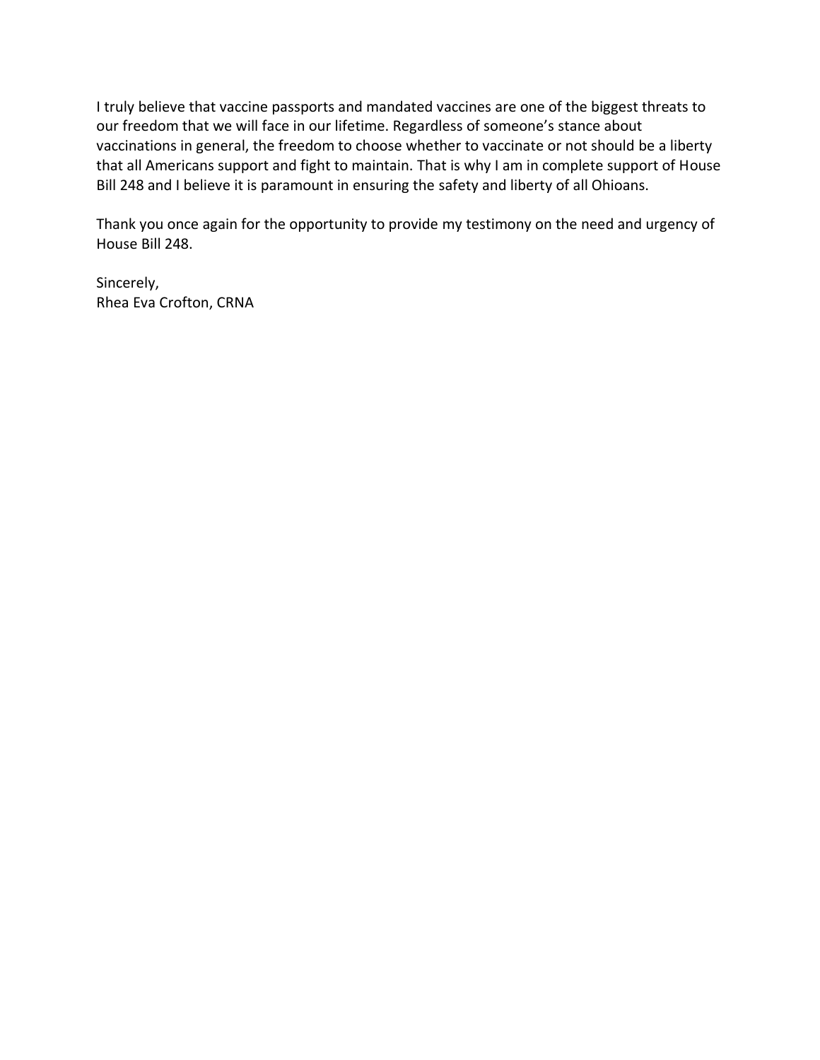I truly believe that vaccine passports and mandated vaccines are one of the biggest threats to our freedom that we will face in our lifetime. Regardless of someone's stance about vaccinations in general, the freedom to choose whether to vaccinate or not should be a liberty that all Americans support and fight to maintain. That is why I am in complete support of House Bill 248 and I believe it is paramount in ensuring the safety and liberty of all Ohioans.

Thank you once again for the opportunity to provide my testimony on the need and urgency of House Bill 248.

Sincerely,  
Rhea Eva Crofton, CRNA